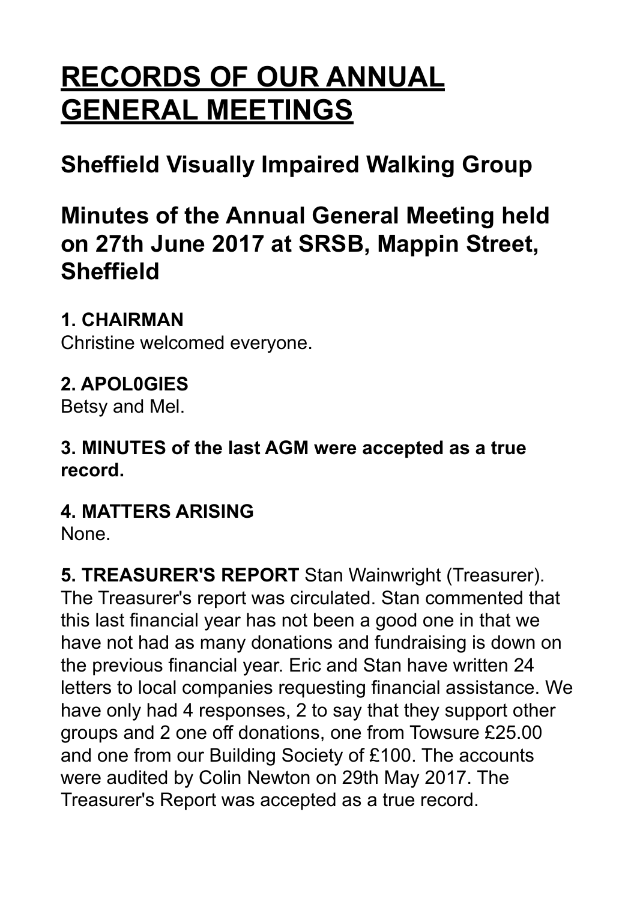# RECORDS OF OUR ANNUAL GENERAL MEETINGS

## Sheffield Visually Impaired Walking Group

## Minutes of the Annual General Meeting held on 27th June 2017 at SRSB, Mappin Street, Sheffield

**1. CHAIRMAN**
Christine welcomed everyone.

**2. APOL0GIES**
Betsy and Mel.

**3. MINUTES of the last AGM were accepted as a true record.**

**4. MATTERS ARISING**
None.

**5. TREASURER'S REPORT** Stan Wainwright (Treasurer). The Treasurer's report was circulated. Stan commented that this last financial year has not been a good one in that we have not had as many donations and fundraising is down on the previous financial year. Eric and Stan have written 24 letters to local companies requesting financial assistance. We have only had 4 responses, 2 to say that they support other groups and 2 one off donations, one from Towsure £25.00 and one from our Building Society of £100. The accounts were audited by Colin Newton on 29th May 2017. The Treasurer's Report was accepted as a true record.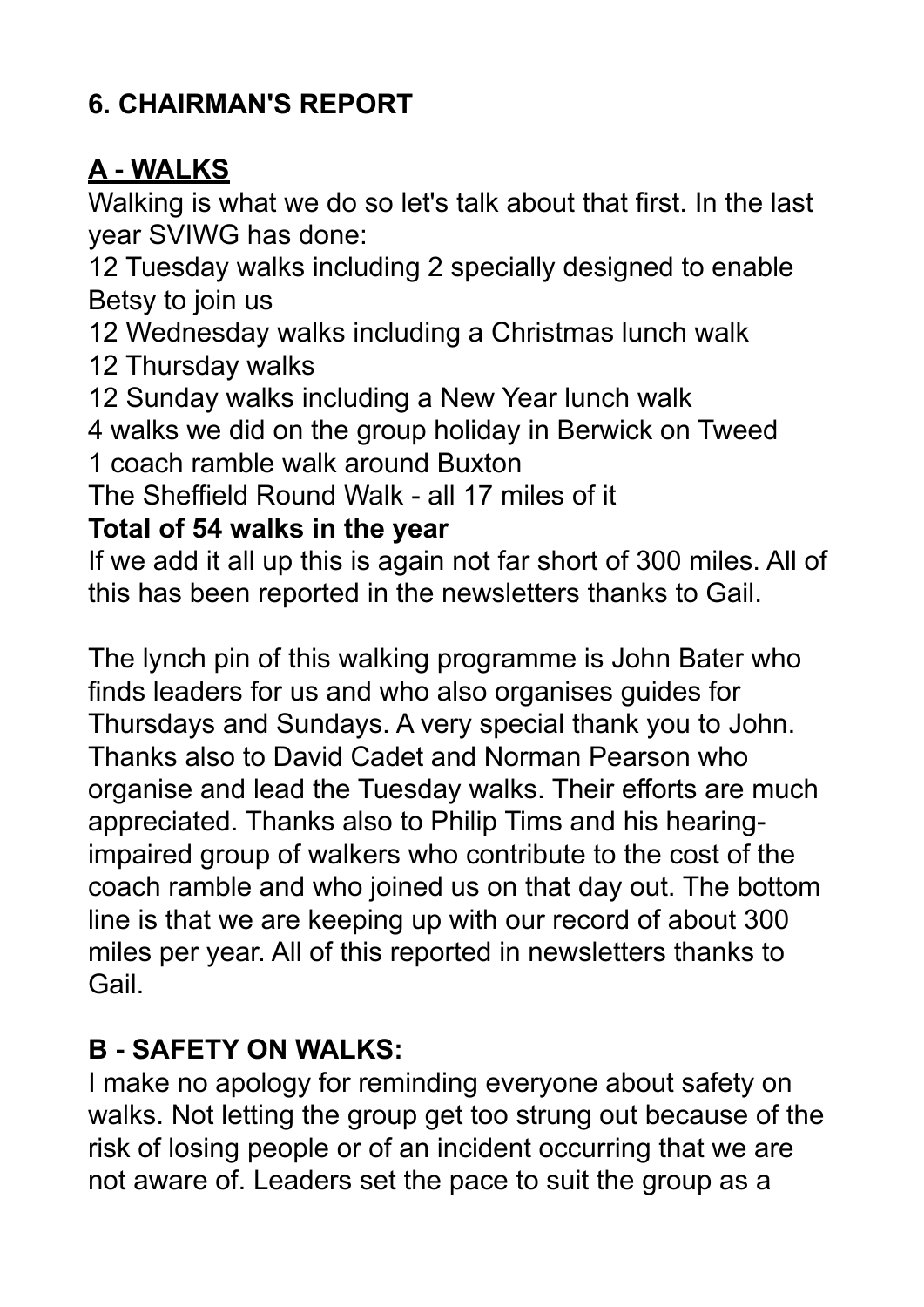## 6. CHAIRMAN'S REPORT

### A - WALKS

Walking is what we do so let's talk about that first. In the last year SVIWG has done:

12 Tuesday walks including 2 specially designed to enable Betsy to join us
12 Wednesday walks including a Christmas lunch walk
12 Thursday walks
12 Sunday walks including a New Year lunch walk
4 walks we did on the group holiday in Berwick on Tweed
1 coach ramble walk around Buxton
The Sheffield Round Walk - all 17 miles of it

**Total of 54 walks in the year**

If we add it all up this is again not far short of 300 miles. All of this has been reported in the newsletters thanks to Gail.

The lynch pin of this walking programme is John Bater who finds leaders for us and who also organises guides for Thursdays and Sundays. A very special thank you to John. Thanks also to David Cadet and Norman Pearson who organise and lead the Tuesday walks. Their efforts are much appreciated. Thanks also to Philip Tims and his hearing-impaired group of walkers who contribute to the cost of the coach ramble and who joined us on that day out. The bottom line is that we are keeping up with our record of about 300 miles per year. All of this reported in newsletters thanks to Gail.

### B - SAFETY ON WALKS:

I make no apology for reminding everyone about safety on walks. Not letting the group get too strung out because of the risk of losing people or of an incident occurring that we are not aware of. Leaders set the pace to suit the group as a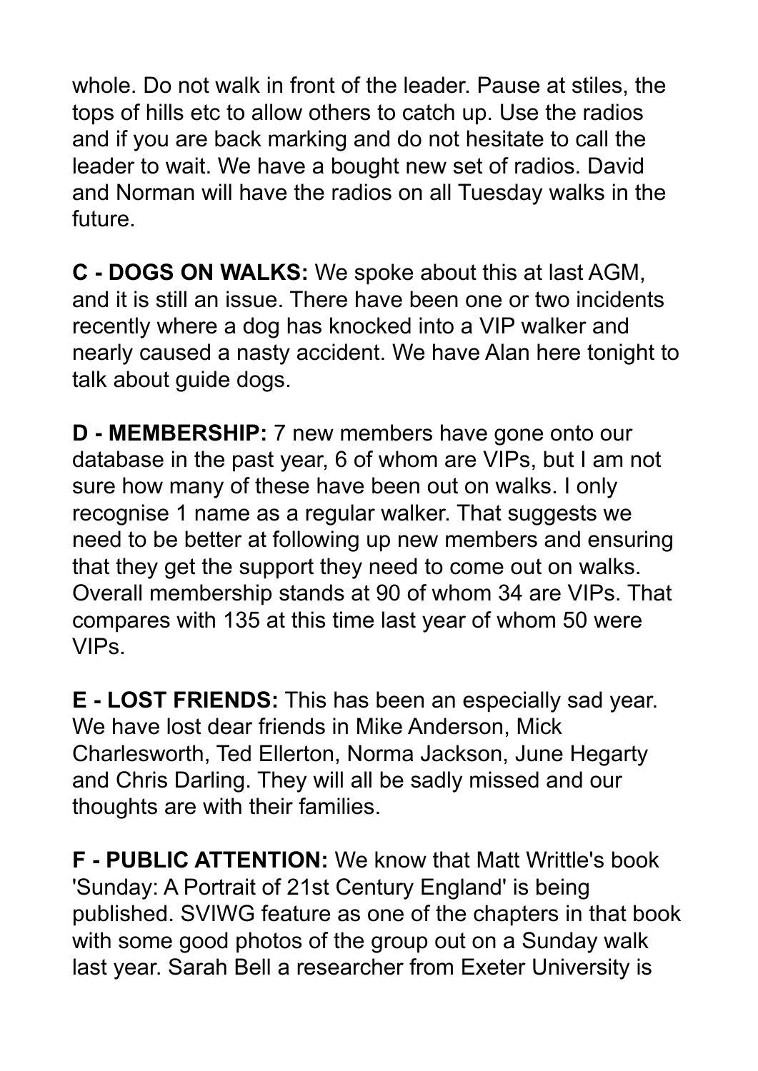whole. Do not walk in front of the leader. Pause at stiles, the tops of hills etc to allow others to catch up. Use the radios and if you are back marking and do not hesitate to call the leader to wait. We have a bought new set of radios. David and Norman will have the radios on all Tuesday walks in the future.

**C - DOGS ON WALKS:** We spoke about this at last AGM, and it is still an issue. There have been one or two incidents recently where a dog has knocked into a VIP walker and nearly caused a nasty accident. We have Alan here tonight to talk about guide dogs.

**D - MEMBERSHIP:** 7 new members have gone onto our database in the past year, 6 of whom are VIPs, but I am not sure how many of these have been out on walks. I only recognise 1 name as a regular walker. That suggests we need to be better at following up new members and ensuring that they get the support they need to come out on walks. Overall membership stands at 90 of whom 34 are VIPs. That compares with 135 at this time last year of whom 50 were VIPs.

**E - LOST FRIENDS:** This has been an especially sad year. We have lost dear friends in Mike Anderson, Mick Charlesworth, Ted Ellerton, Norma Jackson, June Hegarty and Chris Darling. They will all be sadly missed and our thoughts are with their families.

**F - PUBLIC ATTENTION:** We know that Matt Writtle's book 'Sunday: A Portrait of 21st Century England' is being published. SVIWG feature as one of the chapters in that book with some good photos of the group out on a Sunday walk last year. Sarah Bell a researcher from Exeter University is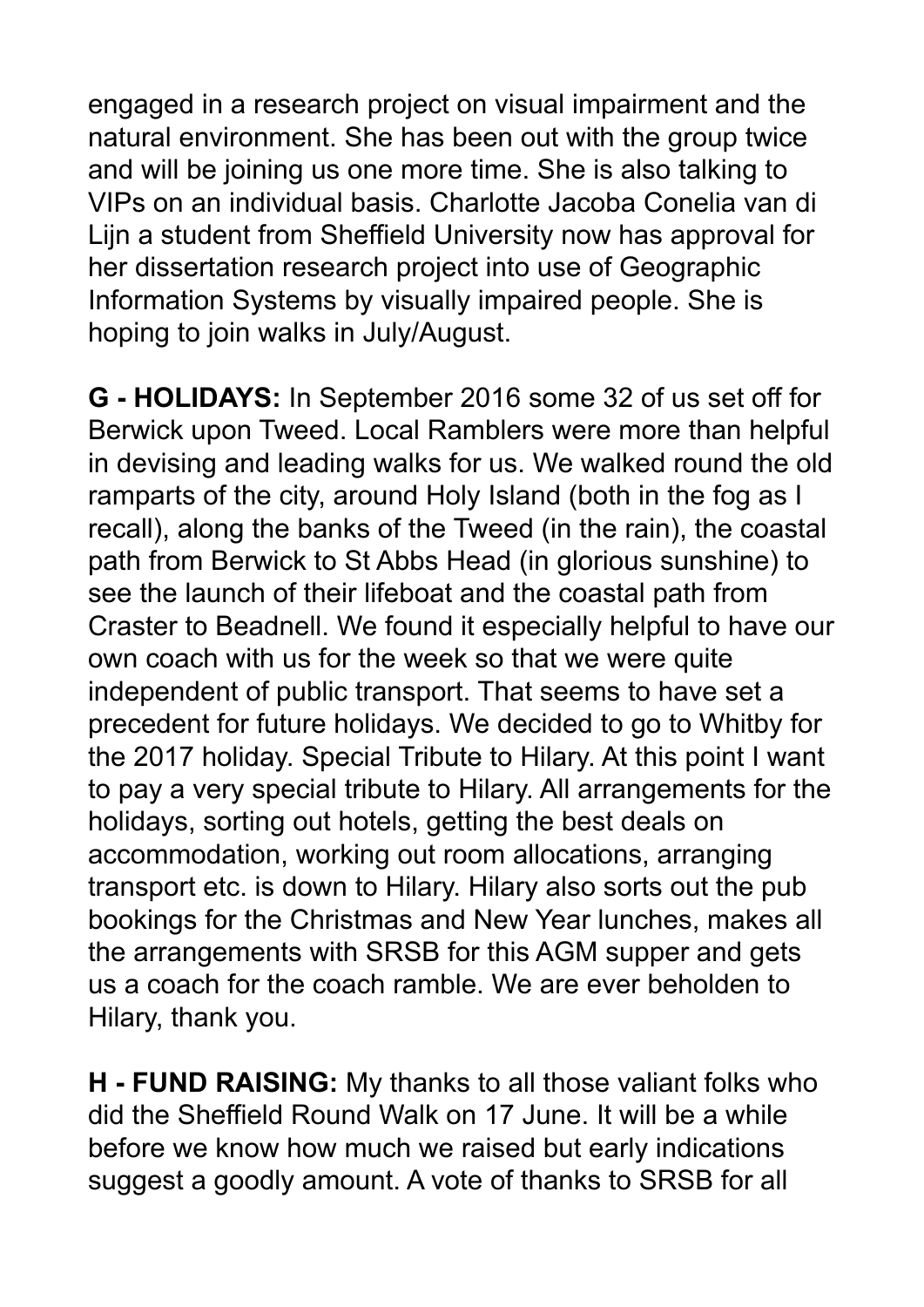engaged in a research project on visual impairment and the natural environment. She has been out with the group twice and will be joining us one more time. She is also talking to VIPs on an individual basis. Charlotte Jacoba Conelia van di Lijn a student from Sheffield University now has approval for her dissertation research project into use of Geographic Information Systems by visually impaired people. She is hoping to join walks in July/August.

**G - HOLIDAYS:** In September 2016 some 32 of us set off for Berwick upon Tweed. Local Ramblers were more than helpful in devising and leading walks for us. We walked round the old ramparts of the city, around Holy Island (both in the fog as I recall), along the banks of the Tweed (in the rain), the coastal path from Berwick to St Abbs Head (in glorious sunshine) to see the launch of their lifeboat and the coastal path from Craster to Beadnell. We found it especially helpful to have our own coach with us for the week so that we were quite independent of public transport. That seems to have set a precedent for future holidays. We decided to go to Whitby for the 2017 holiday. Special Tribute to Hilary. At this point I want to pay a very special tribute to Hilary. All arrangements for the holidays, sorting out hotels, getting the best deals on accommodation, working out room allocations, arranging transport etc. is down to Hilary. Hilary also sorts out the pub bookings for the Christmas and New Year lunches, makes all the arrangements with SRSB for this AGM supper and gets us a coach for the coach ramble. We are ever beholden to Hilary, thank you.

**H - FUND RAISING:** My thanks to all those valiant folks who did the Sheffield Round Walk on 17 June. It will be a while before we know how much we raised but early indications suggest a goodly amount. A vote of thanks to SRSB for all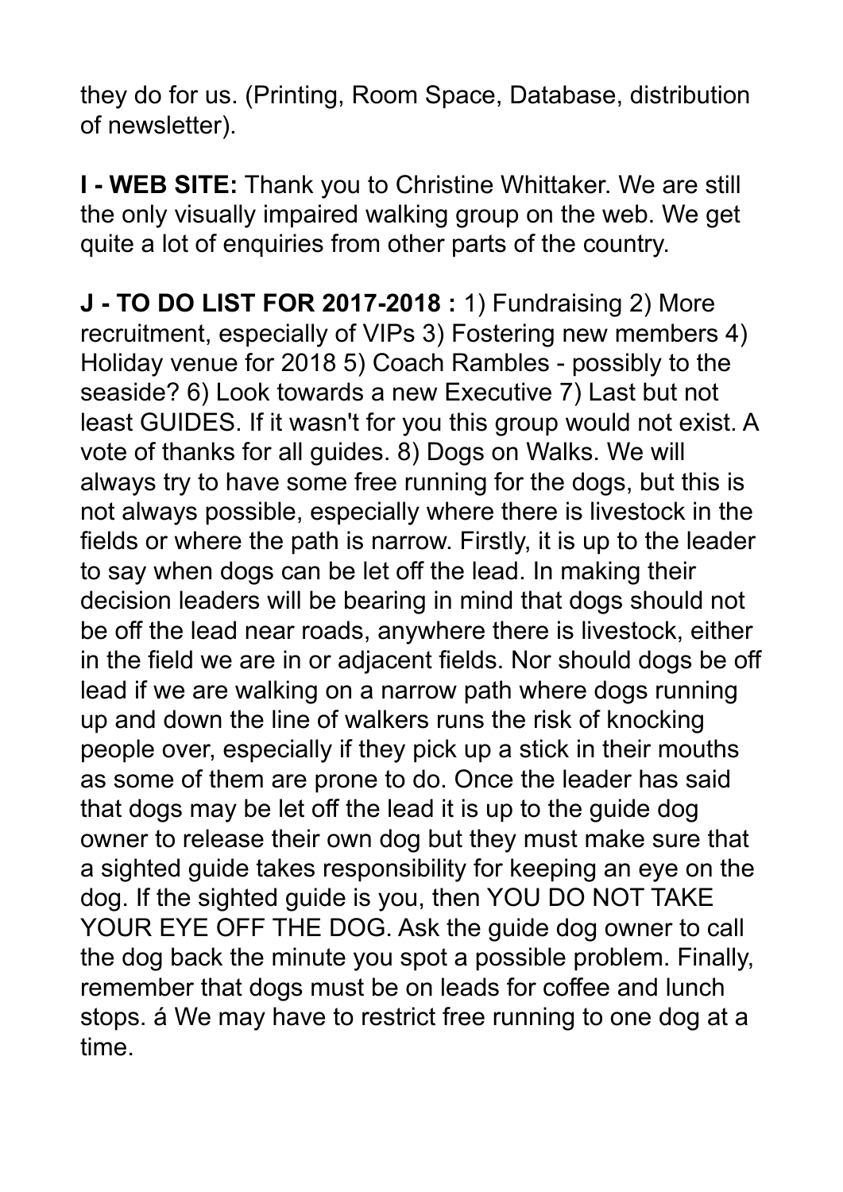they do for us. (Printing, Room Space, Database, distribution of newsletter).

**I - WEB SITE:** Thank you to Christine Whittaker. We are still the only visually impaired walking group on the web. We get quite a lot of enquiries from other parts of the country.

**J - TO DO LIST FOR 2017-2018 :** 1) Fundraising 2) More recruitment, especially of VIPs 3) Fostering new members 4) Holiday venue for 2018 5) Coach Rambles - possibly to the seaside? 6) Look towards a new Executive 7) Last but not least GUIDES. If it wasn't for you this group would not exist. A vote of thanks for all guides. 8) Dogs on Walks. We will always try to have some free running for the dogs, but this is not always possible, especially where there is livestock in the fields or where the path is narrow. Firstly, it is up to the leader to say when dogs can be let off the lead. In making their decision leaders will be bearing in mind that dogs should not be off the lead near roads, anywhere there is livestock, either in the field we are in or adjacent fields. Nor should dogs be off lead if we are walking on a narrow path where dogs running up and down the line of walkers runs the risk of knocking people over, especially if they pick up a stick in their mouths as some of them are prone to do. Once the leader has said that dogs may be let off the lead it is up to the guide dog owner to release their own dog but they must make sure that a sighted guide takes responsibility for keeping an eye on the dog. If the sighted guide is you, then YOU DO NOT TAKE YOUR EYE OFF THE DOG. Ask the guide dog owner to call the dog back the minute you spot a possible problem. Finally, remember that dogs must be on leads for coffee and lunch stops. á We may have to restrict free running to one dog at a time.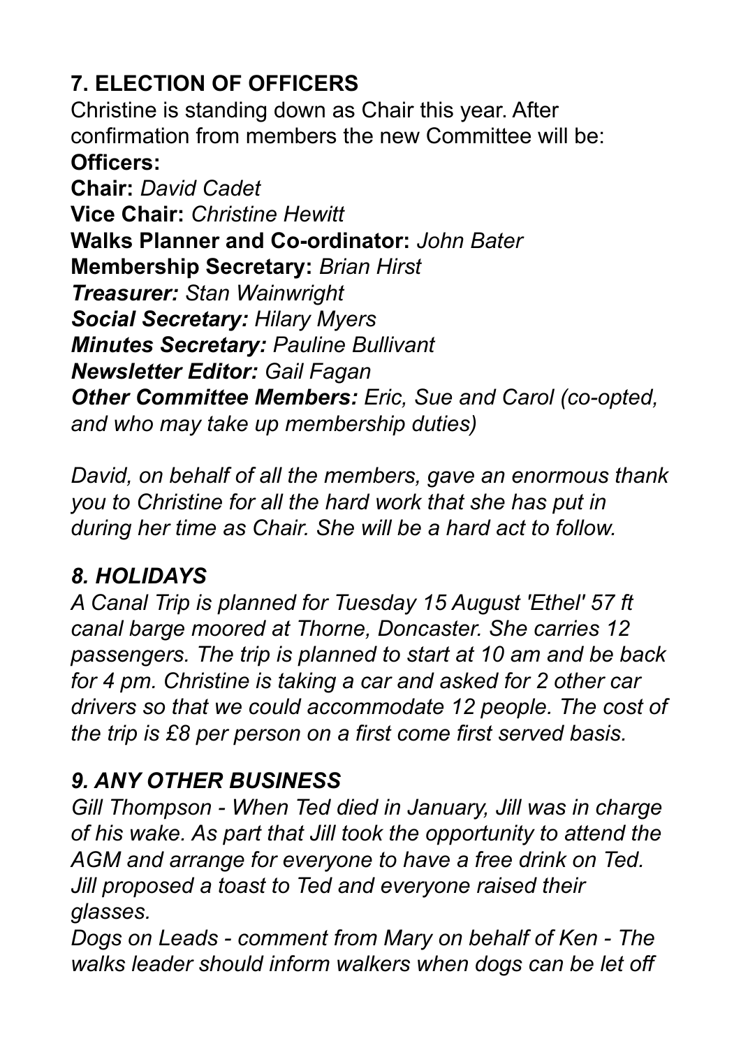## 7. ELECTION OF OFFICERS

Christine is standing down as Chair this year. After confirmation from members the new Committee will be:

**Officers:**

**Chair:** *David Cadet*
**Vice Chair:** *Christine Hewitt*
**Walks Planner and Co-ordinator:** *John Bater*
**Membership Secretary:** *Brian Hirst*
***Treasurer:*** *Stan Wainwright*
***Social Secretary:*** *Hilary Myers*
***Minutes Secretary:*** *Pauline Bullivant*
***Newsletter Editor:*** *Gail Fagan*
***Other Committee Members:*** *Eric, Sue and Carol (co-opted, and who may take up membership duties)*

*David, on behalf of all the members, gave an enormous thank you to Christine for all the hard work that she has put in during her time as Chair. She will be a hard act to follow.*

## *8. HOLIDAYS*

*A Canal Trip is planned for Tuesday 15 August 'Ethel' 57 ft canal barge moored at Thorne, Doncaster. She carries 12 passengers. The trip is planned to start at 10 am and be back for 4 pm. Christine is taking a car and asked for 2 other car drivers so that we could accommodate 12 people. The cost of the trip is £8 per person on a first come first served basis.*

## *9. ANY OTHER BUSINESS*

*Gill Thompson - When Ted died in January, Jill was in charge of his wake. As part that Jill took the opportunity to attend the AGM and arrange for everyone to have a free drink on Ted. Jill proposed a toast to Ted and everyone raised their glasses.*

*Dogs on Leads - comment from Mary on behalf of Ken - The walks leader should inform walkers when dogs can be let off*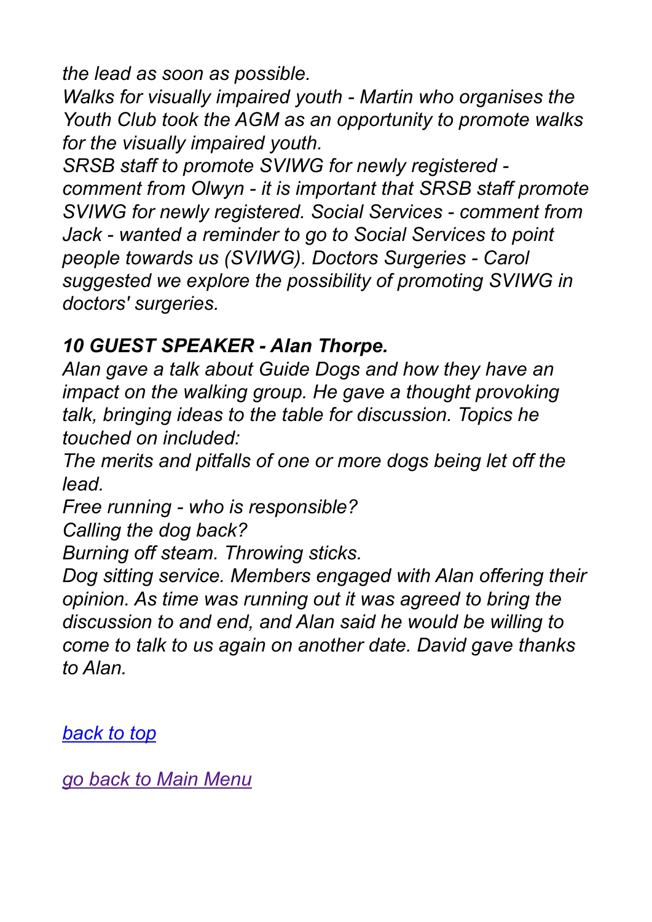*the lead as soon as possible.*
*Walks for visually impaired youth - Martin who organises the Youth Club took the AGM as an opportunity to promote walks for the visually impaired youth.*
*SRSB staff to promote SVIWG for newly registered - comment from Olwyn - it is important that SRSB staff promote SVIWG for newly registered. Social Services - comment from Jack - wanted a reminder to go to Social Services to point people towards us (SVIWG). Doctors Surgeries - Carol suggested we explore the possibility of promoting SVIWG in doctors' surgeries.*

### *10 GUEST SPEAKER - Alan Thorpe.*

*Alan gave a talk about Guide Dogs and how they have an impact on the walking group. He gave a thought provoking talk, bringing ideas to the table for discussion. Topics he touched on included:*
*The merits and pitfalls of one or more dogs being let off the lead.*
*Free running - who is responsible?*
*Calling the dog back?*
*Burning off steam. Throwing sticks.*
*Dog sitting service. Members engaged with Alan offering their opinion. As time was running out it was agreed to bring the discussion to and end, and Alan said he would be willing to come to talk to us again on another date. David gave thanks to Alan.*

[*back to top*]()

[*go back to Main Menu*]()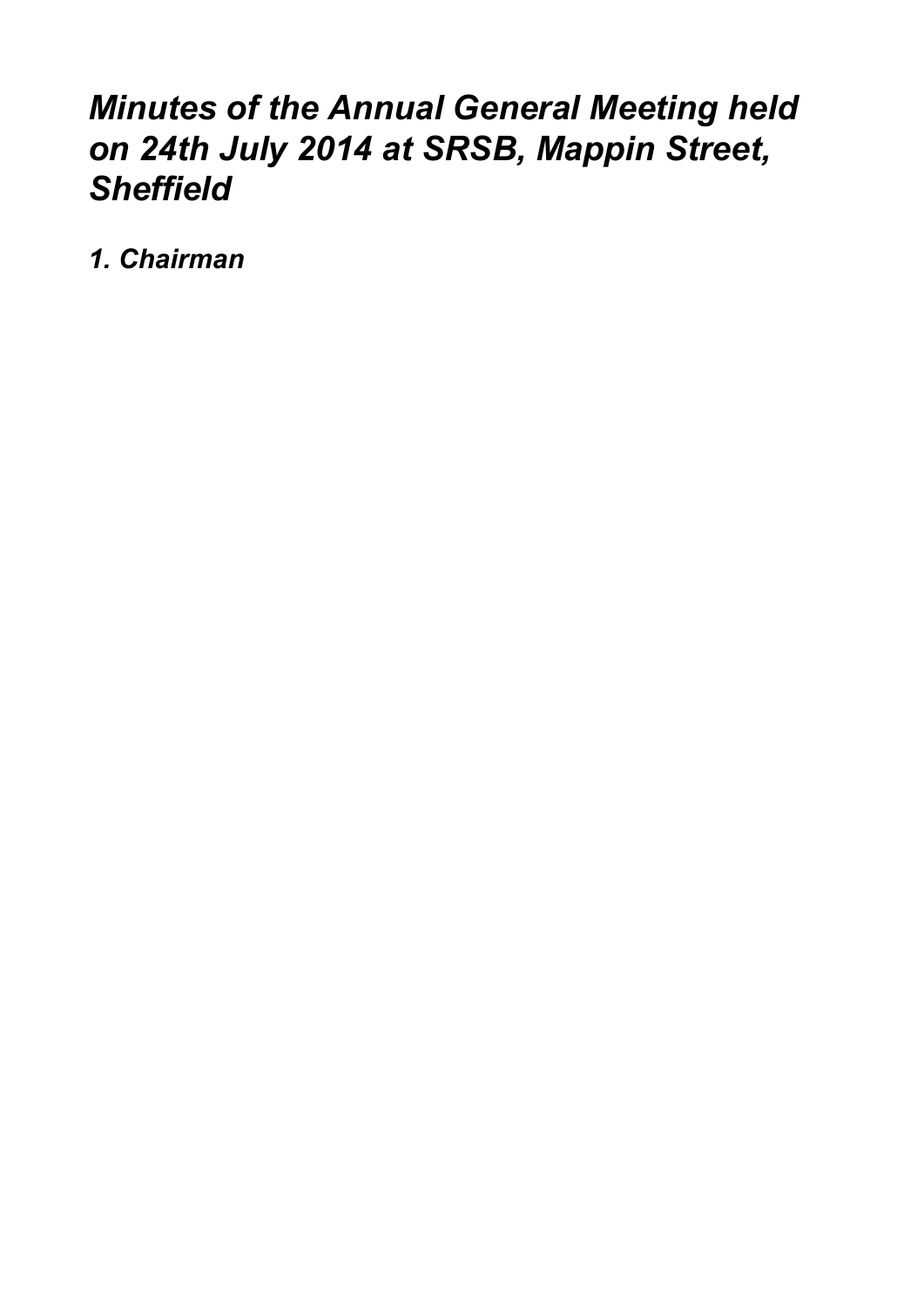## *Minutes of the Annual General Meeting held on 24th July 2014 at SRSB, Mappin Street, Sheffield*

### *1. Chairman*